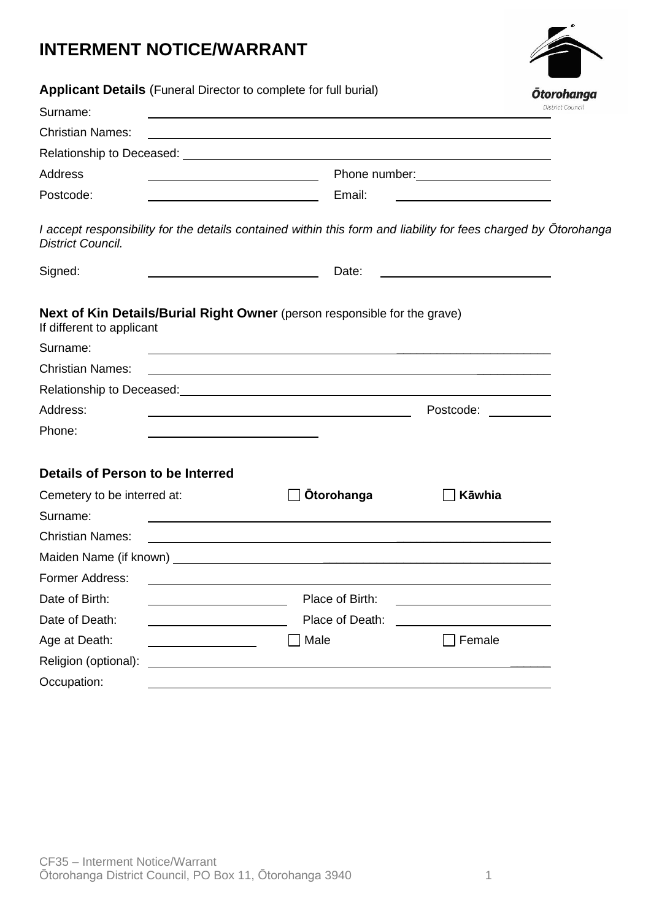# INTERMENT NOTICE/WARRANT

Ōtorohanga District Council

**Applicant Details** (Funeral Director to complete for full burial)

Surname: ____________________

Christian Names: ____________________

Relationship to Deceased: ____________________

Address ____________________ Phone number: ____________________

Postcode: ____________________ Email: ____________________

*I accept responsibility for the details contained within this form and liability for fees charged by Ōtorohanga District Council.*

Signed: ____________________ Date: ____________________

**Next of Kin Details/Burial Right Owner** (person responsible for the grave)
If different to applicant

Surname: ____________________

Christian Names: ____________________

Relationship to Deceased: ____________________

Address: ____________________ Postcode: ____________________

Phone: ____________________

**Details of Person to be Interred**

Cemetery to be interred at: ☐ **Ōtorohanga** ☐ **Kāwhia**

Surname: ____________________

Christian Names: ____________________

Maiden Name (if known) ____________________

Former Address: ____________________

Date of Birth: ____________________ Place of Birth: ____________________

Date of Death: ____________________ Place of Death: ____________________

Age at Death: ____________________ ☐ Male ☐ Female

Religion (optional): ____________________

Occupation: ____________________

CF35 – Interment Notice/Warrant
Ōtorohanga District Council, PO Box 11, Ōtorohanga 3940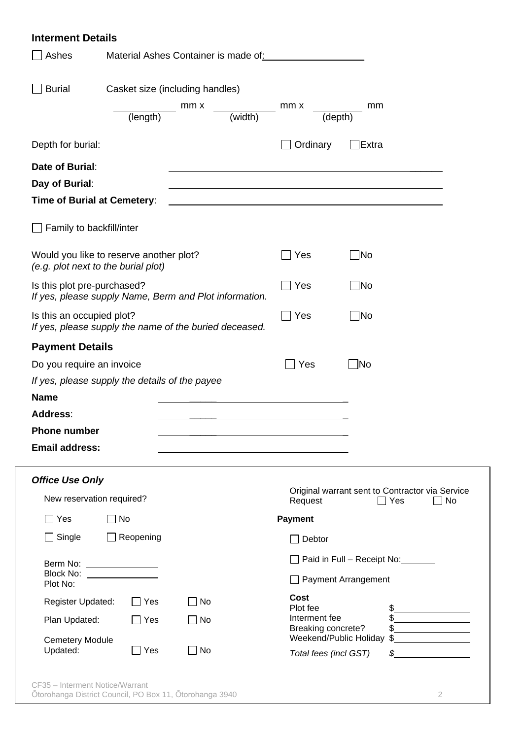## Interment Details

☐ Ashes Material Ashes Container is made of: ____________________

☐ Burial Casket size (including handles)

_____________ mm x _____________ mm x _____________ mm
(length) (width) (depth)

Depth for burial: ☐ Ordinary ☐ Extra

**Date of Burial**: ______________________________

**Day of Burial**: ______________________________

**Time of Burial at Cemetery**: ______________________________

☐ Family to backfill/inter

Would you like to reserve another plot? ☐ Yes ☐ No
*(e.g. plot next to the burial plot)*

Is this plot pre-purchased? ☐ Yes ☐ No
*If yes, please supply Name, Berm and Plot information.*

Is this an occupied plot? ☐ Yes ☐ No
*If yes, please supply the name of the buried deceased.*

## Payment Details

Do you require an invoice ☐ Yes ☐ No

*If yes, please supply the details of the payee*

**Name** ______________________________

**Address**: ______________________________

**Phone number** ______________________________

**Email address:** ______________________________

### *Office Use Only*

New reservation required?

☐ Yes ☐ No

☐ Single ☐ Reopening

Berm No: ________________
Block No: ________________
Plot No: ________________

Register Updated: ☐ Yes ☐ No

Plan Updated: ☐ Yes ☐ No

Cemetery Module Updated: ☐ Yes ☐ No

Original warrant sent to Contractor via Service Request ☐ Yes ☐ No

**Payment**

☐ Debtor

☐ Paid in Full – Receipt No: ________

☐ Payment Arrangement

**Cost**

Plot fee $________________
Interment fee $________________
Breaking concrete? $________________
Weekend/Public Holiday $________________

*Total fees (incl GST)* *$*________________

CF35 – Interment Notice/Warrant
Ōtorohanga District Council, PO Box 11, Ōtorohanga 3940